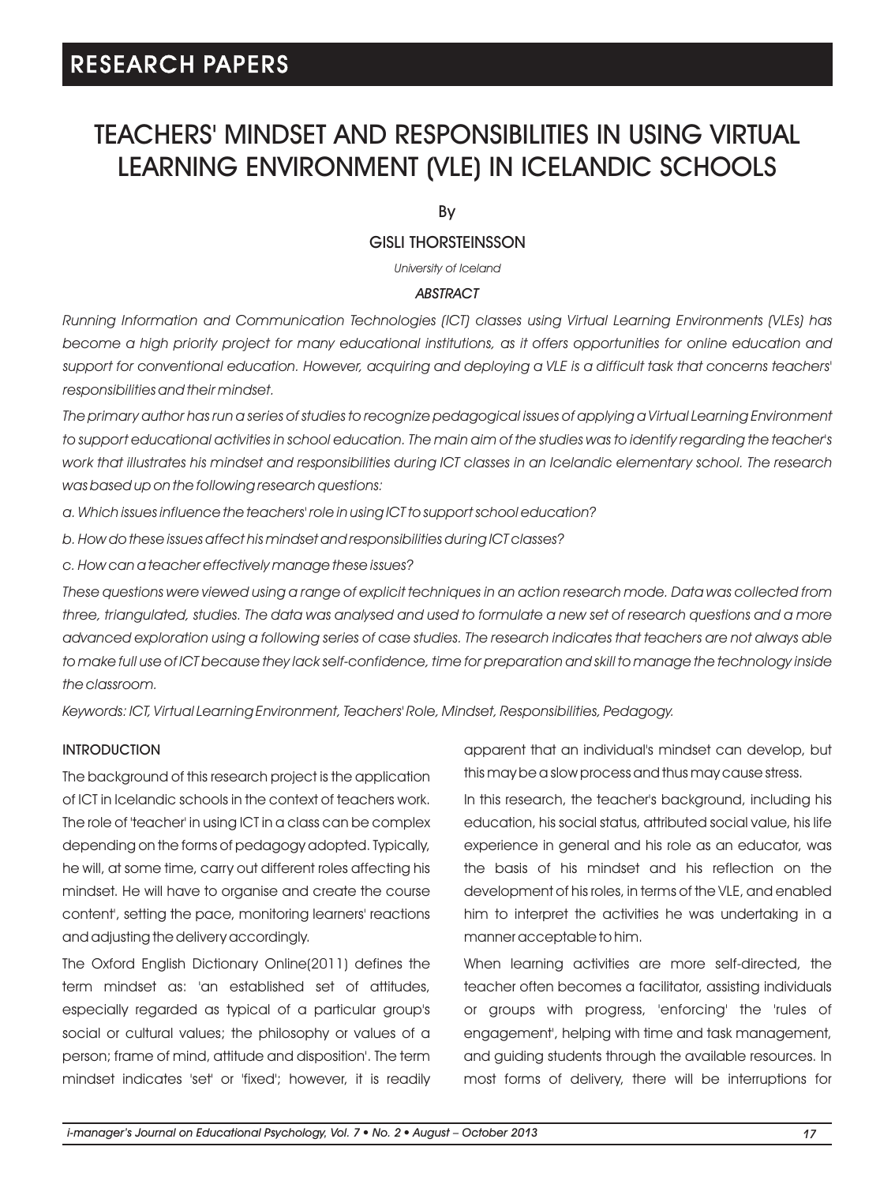RESEARCH PAPERS

# TEACHERS' MINDSET AND RESPONSIBILITIES IN USING VIRTUAL LEARNING ENVIRONMENT (VLE) IN ICELANDIC SCHOOLS

By

GISLI THORSTEINSSON

*University of Iceland*

***ABSTRACT***

*Running Information and Communication Technologies (ICT) classes using Virtual Learning Environments (VLEs) has become a high priority project for many educational institutions, as it offers opportunities for online education and support for conventional education. However, acquiring and deploying a VLE is a difficult task that concerns teachers' responsibilities and their mindset.*

*The primary author has run a series of studies to recognize pedagogical issues of applying a Virtual Learning Environment to support educational activities in school education. The main aim of the studies was to identify regarding the teacher's work that illustrates his mindset and responsibilities during ICT classes in an Icelandic elementary school. The research was based up on the following research questions:*

*a. Which issues influence the teachers' role in using ICT to support school education?*

*b. How do these issues affect his mindset and responsibilities during ICT classes?*

*c. How can a teacher effectively manage these issues?*

*These questions were viewed using a range of explicit techniques in an action research mode. Data was collected from three, triangulated, studies. The data was analysed and used to formulate a new set of research questions and a more advanced exploration using a following series of case studies. The research indicates that teachers are not always able to make full use of ICT because they lack self-confidence, time for preparation and skill to manage the technology inside the classroom.*

*Keywords: ICT, Virtual Learning Environment, Teachers' Role, Mindset, Responsibilities, Pedagogy.*

## INTRODUCTION

The background of this research project is the application of ICT in Icelandic schools in the context of teachers work. The role of 'teacher' in using ICT in a class can be complex depending on the forms of pedagogy adopted. Typically, he will, at some time, carry out different roles affecting his mindset. He will have to organise and create the course content', setting the pace, monitoring learners' reactions and adjusting the delivery accordingly.

The Oxford English Dictionary Online(2011) defines the term mindset as: 'an established set of attitudes, especially regarded as typical of a particular group's social or cultural values; the philosophy or values of a person; frame of mind, attitude and disposition'. The term mindset indicates 'set' or 'fixed'; however, it is readily apparent that an individual's mindset can develop, but this may be a slow process and thus may cause stress.

In this research, the teacher's background, including his education, his social status, attributed social value, his life experience in general and his role as an educator, was the basis of his mindset and his reflection on the development of his roles, in terms of the VLE, and enabled him to interpret the activities he was undertaking in a manner acceptable to him.

When learning activities are more self-directed, the teacher often becomes a facilitator, assisting individuals or groups with progress, 'enforcing' the 'rules of engagement', helping with time and task management, and guiding students through the available resources. In most forms of delivery, there will be interruptions for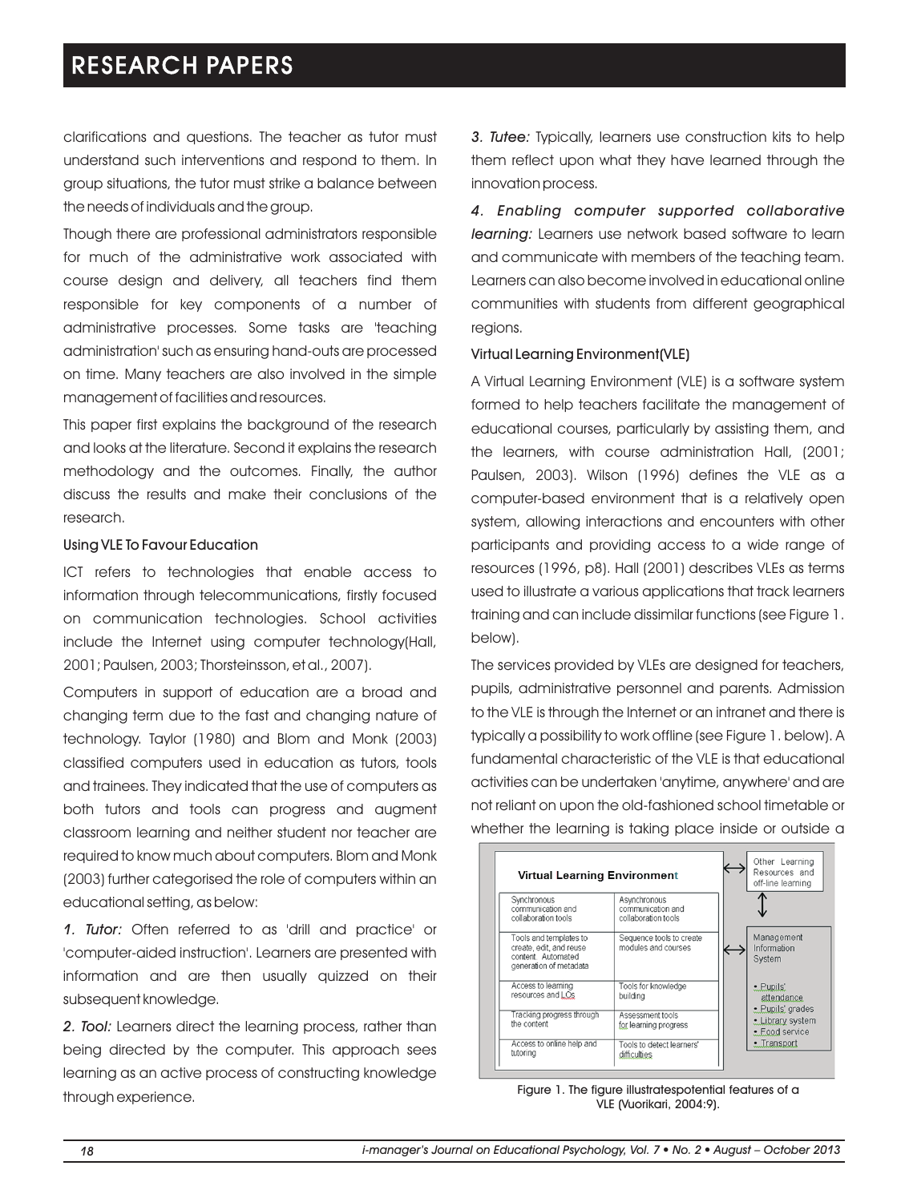clarifications and questions. The teacher as tutor must understand such interventions and respond to them. In group situations, the tutor must strike a balance between the needs of individuals and the group.

Though there are professional administrators responsible for much of the administrative work associated with course design and delivery, all teachers find them responsible for key components of a number of administrative processes. Some tasks are 'teaching administration' such as ensuring hand-outs are processed on time. Many teachers are also involved in the simple management of facilities and resources.

This paper first explains the background of the research and looks at the literature. Second it explains the research methodology and the outcomes. Finally, the author discuss the results and make their conclusions of the research.

### Using VLE To Favour Education

ICT refers to technologies that enable access to information through telecommunications, firstly focused on communication technologies. School activities include the Internet using computer technology(Hall, 2001; Paulsen, 2003; Thorsteinsson, et al., 2007).

Computers in support of education are a broad and changing term due to the fast and changing nature of technology. Taylor (1980) and Blom and Monk (2003) classified computers used in education as tutors, tools and trainees. They indicated that the use of computers as both tutors and tools can progress and augment classroom learning and neither student nor teacher are required to know much about computers. Blom and Monk (2003) further categorised the role of computers within an educational setting, as below:

*1. Tutor:* Often referred to as 'drill and practice' or 'computer-aided instruction'. Learners are presented with information and are then usually quizzed on their subsequent knowledge.

*2. Tool:* Learners direct the learning process, rather than being directed by the computer. This approach sees learning as an active process of constructing knowledge through experience.

*3. Tutee:* Typically, learners use construction kits to help them reflect upon what they have learned through the innovation process.

*4. Enabling computer supported collaborative learning:* Learners use network based software to learn and communicate with members of the teaching team. Learners can also become involved in educational online communities with students from different geographical regions.

### Virtual Learning Environment(VLE)

A Virtual Learning Environment (VLE) is a software system formed to help teachers facilitate the management of educational courses, particularly by assisting them, and the learners, with course administration Hall, (2001; Paulsen, 2003). Wilson (1996) defines the VLE as a computer-based environment that is a relatively open system, allowing interactions and encounters with other participants and providing access to a wide range of resources (1996, p8). Hall (2001) describes VLEs as terms used to illustrate a various applications that track learners training and can include dissimilar functions (see Figure 1. below).

The services provided by VLEs are designed for teachers, pupils, administrative personnel and parents. Admission to the VLE is through the Internet or an intranet and there is typically a possibility to work offline (see Figure 1. below). A fundamental characteristic of the VLE is that educational activities can be undertaken 'anytime, anywhere' and are not reliant on upon the old-fashioned school timetable or whether the learning is taking place inside or outside a

| Virtual Learning Environment | |
|---|---|
| Synchronous communication and collaboration tools | Asynchronous communication and collaboration tools |
| Tools and templates to create, edit, and reuse content. Automated generation of metadata | Sequence tools to create modules and courses |
| Access to learning resources and LOs | Tools for knowledge building |
| Tracking progress through the content | Assessment tools for learning progress |
| Access to online help and tutoring | Tools to detect learners' difficulties |

↔ Other Learning Resources and off-line learning

↔ Management Information System
- Pupils' attendance
- Pupils' grades
- Library system
- Food service
- Transport

Figure 1. The figure illustratespotential features of a VLE (Vuorikari, 2004:9).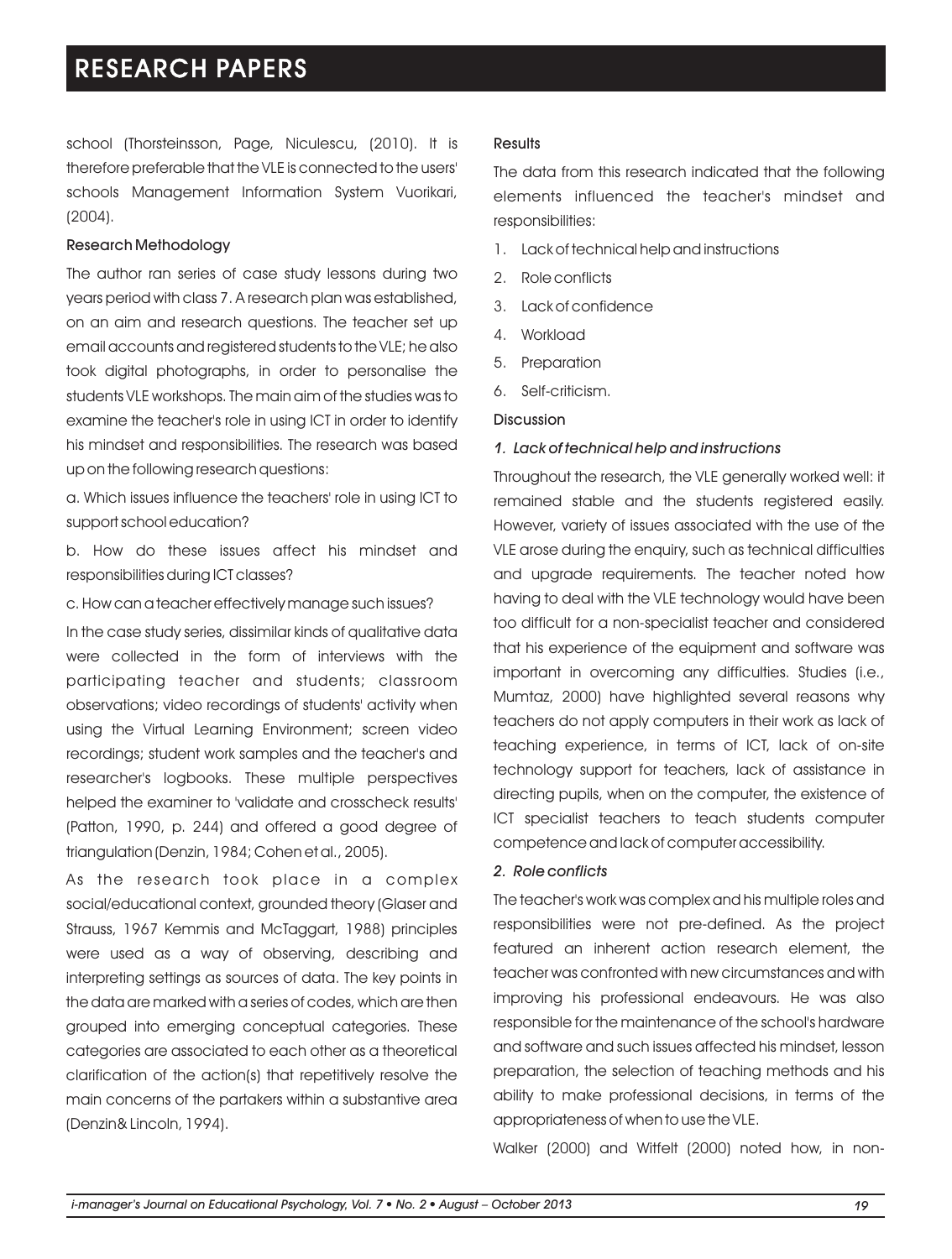school (Thorsteinsson, Page, Niculescu, (2010). It is therefore preferable that the VLE is connected to the users' schools Management Information System Vuorikari, (2004).

### Research Methodology

The author ran series of case study lessons during two years period with class 7. A research plan was established, on an aim and research questions. The teacher set up email accounts and registered students to the VLE; he also took digital photographs, in order to personalise the students VLE workshops. The main aim of the studies was to examine the teacher's role in using ICT in order to identify his mindset and responsibilities. The research was based up on the following research questions:

a. Which issues influence the teachers' role in using ICT to support school education?

b. How do these issues affect his mindset and responsibilities during ICT classes?

c. How can a teacher effectively manage such issues?

In the case study series, dissimilar kinds of qualitative data were collected in the form of interviews with the participating teacher and students; classroom observations; video recordings of students' activity when using the Virtual Learning Environment; screen video recordings; student work samples and the teacher's and researcher's logbooks. These multiple perspectives helped the examiner to 'validate and crosscheck results' (Patton, 1990, p. 244) and offered a good degree of triangulation (Denzin, 1984; Cohen et al., 2005).

As the research took place in a complex social/educational context, grounded theory (Glaser and Strauss, 1967 Kemmis and McTaggart, 1988) principles were used as a way of observing, describing and interpreting settings as sources of data. The key points in the data are marked with a series of codes, which are then grouped into emerging conceptual categories. These categories are associated to each other as a theoretical clarification of the action(s) that repetitively resolve the main concerns of the partakers within a substantive area (Denzin& Lincoln, 1994).

### Results

The data from this research indicated that the following elements influenced the teacher's mindset and responsibilities:

1. Lack of technical help and instructions
2. Role conflicts
3. Lack of confidence
4. Workload
5. Preparation
6. Self-criticism.

### Discussion

#### *1. Lack of technical help and instructions*

Throughout the research, the VLE generally worked well: it remained stable and the students registered easily. However, variety of issues associated with the use of the VLE arose during the enquiry, such as technical difficulties and upgrade requirements. The teacher noted how having to deal with the VLE technology would have been too difficult for a non-specialist teacher and considered that his experience of the equipment and software was important in overcoming any difficulties. Studies (i.e., Mumtaz, 2000) have highlighted several reasons why teachers do not apply computers in their work as lack of teaching experience, in terms of ICT, lack of on-site technology support for teachers, lack of assistance in directing pupils, when on the computer, the existence of ICT specialist teachers to teach students computer competence and lack of computer accessibility.

#### *2. Role conflicts*

The teacher's work was complex and his multiple roles and responsibilities were not pre-defined. As the project featured an inherent action research element, the teacher was confronted with new circumstances and with improving his professional endeavours. He was also responsible for the maintenance of the school's hardware and software and such issues affected his mindset, lesson preparation, the selection of teaching methods and his ability to make professional decisions, in terms of the appropriateness of when to use the VLE.

Walker (2000) and Witfelt (2000) noted how, in non-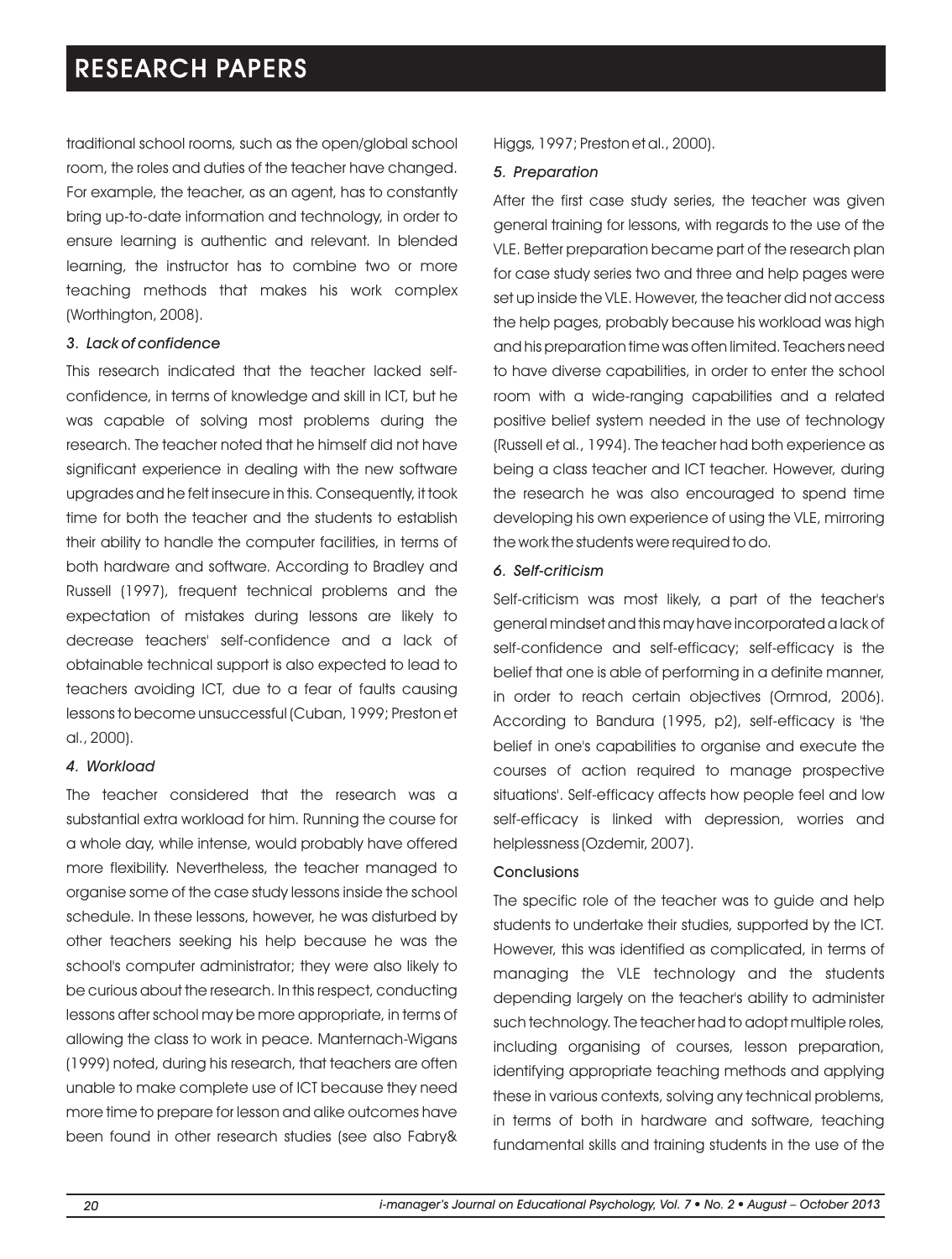traditional school rooms, such as the open/global school room, the roles and duties of the teacher have changed. For example, the teacher, as an agent, has to constantly bring up-to-date information and technology, in order to ensure learning is authentic and relevant. In blended learning, the instructor has to combine two or more teaching methods that makes his work complex (Worthington, 2008).

*3. Lack of confidence*

This research indicated that the teacher lacked self-confidence, in terms of knowledge and skill in ICT, but he was capable of solving most problems during the research. The teacher noted that he himself did not have significant experience in dealing with the new software upgrades and he felt insecure in this. Consequently, it took time for both the teacher and the students to establish their ability to handle the computer facilities, in terms of both hardware and software. According to Bradley and Russell (1997), frequent technical problems and the expectation of mistakes during lessons are likely to decrease teachers' self-confidence and a lack of obtainable technical support is also expected to lead to teachers avoiding ICT, due to a fear of faults causing lessons to become unsuccessful (Cuban, 1999; Preston et al., 2000).

*4. Workload*

The teacher considered that the research was a substantial extra workload for him. Running the course for a whole day, while intense, would probably have offered more flexibility. Nevertheless, the teacher managed to organise some of the case study lessons inside the school schedule. In these lessons, however, he was disturbed by other teachers seeking his help because he was the school's computer administrator; they were also likely to be curious about the research. In this respect, conducting lessons after school may be more appropriate, in terms of allowing the class to work in peace. Manternach-Wigans (1999) noted, during his research, that teachers are often unable to make complete use of ICT because they need more time to prepare for lesson and alike outcomes have been found in other research studies (see also Fabry& Higgs, 1997; Preston et al., 2000).

*5. Preparation*

After the first case study series, the teacher was given general training for lessons, with regards to the use of the VLE. Better preparation became part of the research plan for case study series two and three and help pages were set up inside the VLE. However, the teacher did not access the help pages, probably because his workload was high and his preparation time was often limited. Teachers need to have diverse capabilities, in order to enter the school room with a wide-ranging capabilities and a related positive belief system needed in the use of technology (Russell et al., 1994). The teacher had both experience as being a class teacher and ICT teacher. However, during the research he was also encouraged to spend time developing his own experience of using the VLE, mirroring the work the students were required to do.

*6. Self-criticism*

Self-criticism was most likely, a part of the teacher's general mindset and this may have incorporated a lack of self-confidence and self-efficacy; self-efficacy is the belief that one is able of performing in a definite manner, in order to reach certain objectives (Ormrod, 2006). According to Bandura (1995, p2), self-efficacy is 'the belief in one's capabilities to organise and execute the courses of action required to manage prospective situations'. Self-efficacy affects how people feel and low self-efficacy is linked with depression, worries and helplessness (Ozdemir, 2007).

## Conclusions

The specific role of the teacher was to guide and help students to undertake their studies, supported by the ICT. However, this was identified as complicated, in terms of managing the VLE technology and the students depending largely on the teacher's ability to administer such technology. The teacher had to adopt multiple roles, including organising of courses, lesson preparation, identifying appropriate teaching methods and applying these in various contexts, solving any technical problems, in terms of both in hardware and software, teaching fundamental skills and training students in the use of the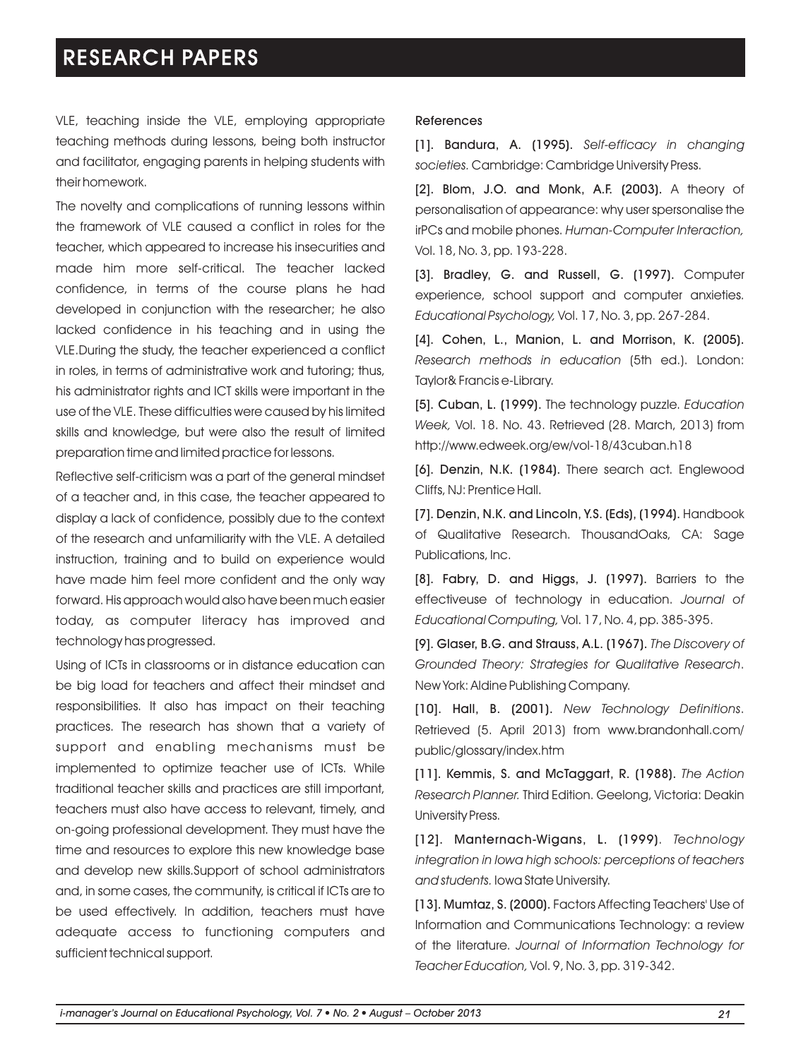VLE, teaching inside the VLE, employing appropriate teaching methods during lessons, being both instructor and facilitator, engaging parents in helping students with their homework.

The novelty and complications of running lessons within the framework of VLE caused a conflict in roles for the teacher, which appeared to increase his insecurities and made him more self-critical. The teacher lacked confidence, in terms of the course plans he had developed in conjunction with the researcher; he also lacked confidence in his teaching and in using the VLE.During the study, the teacher experienced a conflict in roles, in terms of administrative work and tutoring; thus, his administrator rights and ICT skills were important in the use of the VLE. These difficulties were caused by his limited skills and knowledge, but were also the result of limited preparation time and limited practice for lessons.

Reflective self-criticism was a part of the general mindset of a teacher and, in this case, the teacher appeared to display a lack of confidence, possibly due to the context of the research and unfamiliarity with the VLE. A detailed instruction, training and to build on experience would have made him feel more confident and the only way forward. His approach would also have been much easier today, as computer literacy has improved and technology has progressed.

Using of ICTs in classrooms or in distance education can be big load for teachers and affect their mindset and responsibilities. It also has impact on their teaching practices. The research has shown that a variety of support and enabling mechanisms must be implemented to optimize teacher use of ICTs. While traditional teacher skills and practices are still important, teachers must also have access to relevant, timely, and on-going professional development. They must have the time and resources to explore this new knowledge base and develop new skills.Support of school administrators and, in some cases, the community, is critical if ICTs are to be used effectively. In addition, teachers must have adequate access to functioning computers and sufficient technical support.

#### References

[1]. **Bandura, A. (1995).** *Self-efficacy in changing societies.* Cambridge: Cambridge University Press.

[2]. **Blom, J.O. and Monk, A.F. (2003).** A theory of personalisation of appearance: why user spersonalise the irPCs and mobile phones. *Human-Computer Interaction,* Vol. 18, No. 3, pp. 193-228.

[3]. **Bradley, G. and Russell, G. (1997).** Computer experience, school support and computer anxieties. *Educational Psychology,* Vol. 17, No. 3, pp. 267-284.

[4]. **Cohen, L., Manion, L. and Morrison, K. (2005).** *Research methods in education* (5th ed.). London: Taylor& Francis e-Library.

[5]. **Cuban, L. (1999).** The technology puzzle. *Education Week,* Vol. 18. No. 43. Retrieved (28. March, 2013) from http://www.edweek.org/ew/vol-18/43cuban.h18

[6]. **Denzin, N.K. (1984).** There search act. Englewood Cliffs, NJ: Prentice Hall.

[7]. **Denzin, N.K. and Lincoln, Y.S. (Eds), (1994).** Handbook of Qualitative Research. ThousandOaks, CA: Sage Publications, Inc.

[8]. **Fabry, D. and Higgs, J. (1997).** Barriers to the effectiveuse of technology in education. *Journal of Educational Computing,* Vol. 17, No. 4, pp. 385-395.

[9]. **Glaser, B.G. and Strauss, A.L. (1967).** *The Discovery of Grounded Theory: Strategies for Qualitative Research*. New York: Aldine Publishing Company.

[10]. **Hall, B. (2001).** *New Technology Definitions*. Retrieved (5. April 2013) from www.brandonhall.com/public/glossary/index.htm

[11]. **Kemmis, S. and McTaggart, R. (1988).** *The Action Research Planner.* Third Edition. Geelong, Victoria: Deakin University Press.

[12]. **Manternach-Wigans, L. (1999)**. *Technology integration in Iowa high schools: perceptions of teachers and students.* Iowa State University.

[13]. **Mumtaz, S. (2000).** Factors Affecting Teachers' Use of Information and Communications Technology: a review of the literature. *Journal of Information Technology for Teacher Education,* Vol. 9, No. 3, pp. 319-342.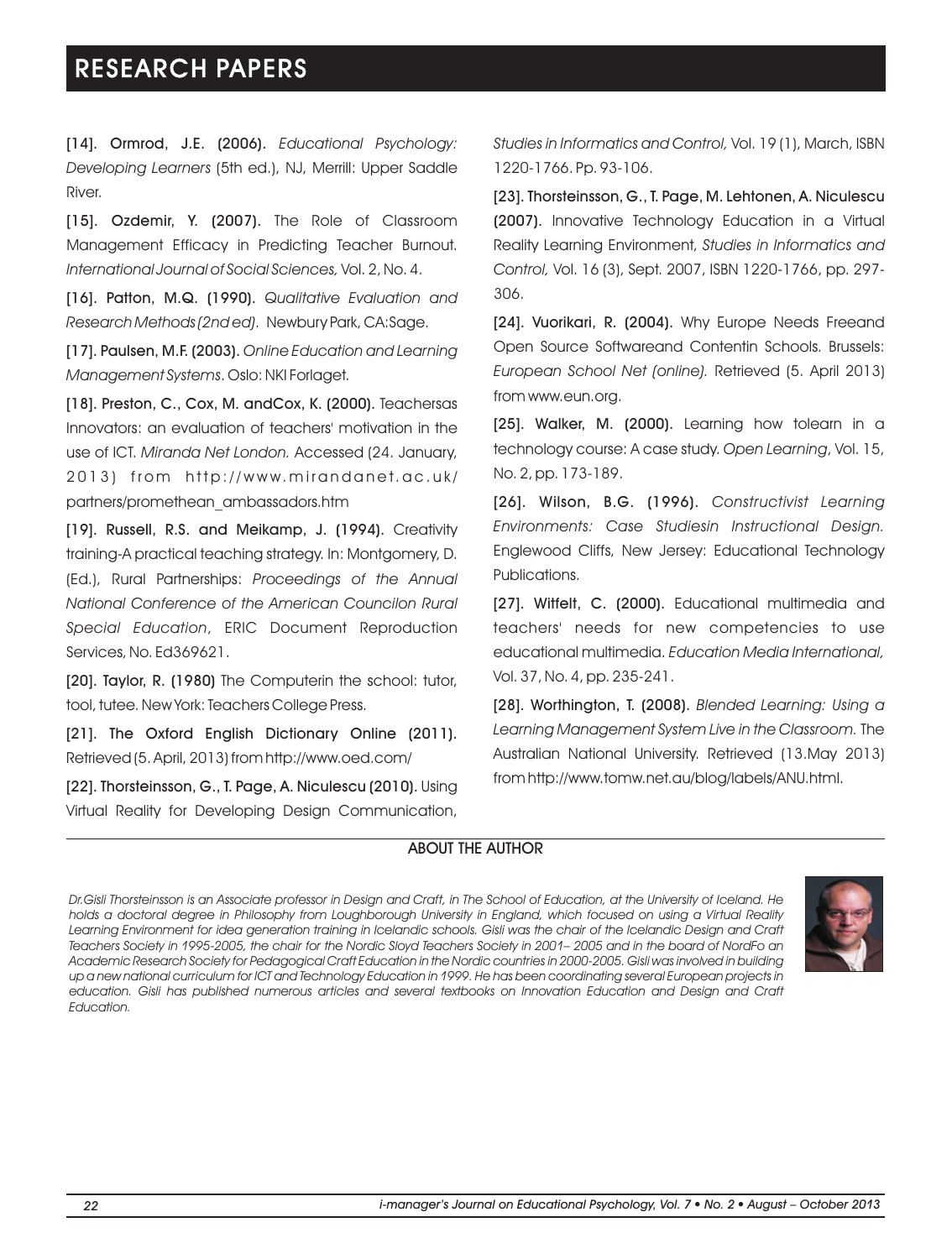**[14]. Ormrod, J.E. (2006).** *Educational Psychology: Developing Learners* (5th ed.), NJ, Merrill: Upper Saddle River.

**[15]. Ozdemir, Y. (2007).** The Role of Classroom Management Efficacy in Predicting Teacher Burnout. *International Journal of Social Sciences,* Vol. 2, No. 4.

**[16]. Patton, M.Q. (1990).** *Qualitative Evaluation and Research Methods (2nd ed).* Newbury Park, CA:Sage.

**[17]. Paulsen, M.F. (2003).** *Online Education and Learning Management Systems*. Oslo: NKI Forlaget.

**[18]. Preston, C., Cox, M. andCox, K. (2000).** Teachersas Innovators: an evaluation of teachers' motivation in the use of ICT. *Miranda Net London.* Accessed (24. January, 2013) from http://www.mirandanet.ac.uk/partners/promethean_ambassadors.htm

**[19]. Russell, R.S. and Meikamp, J. (1994).** Creativity training-A practical teaching strategy. In: Montgomery, D. (Ed.), Rural Partnerships: *Proceedings of the Annual National Conference of the American Councilon Rural Special Education*, ERIC Document Reproduction Services, No. Ed369621.

**[20]. Taylor, R. (1980)** The Computerin the school: tutor, tool, tutee. New York: Teachers College Press.

**[21]. The Oxford English Dictionary Online (2011).** Retrieved (5. April, 2013) from http://www.oed.com/

**[22]. Thorsteinsson, G., T. Page, A. Niculescu (2010).** Using Virtual Reality for Developing Design Communication, *Studies in Informatics and Control,* Vol. 19 (1), March, ISBN 1220-1766. Pp. 93-106.

**[23]. Thorsteinsson, G., T. Page, M. Lehtonen, A. Niculescu (2007).** Innovative Technology Education in a Virtual Reality Learning Environment, *Studies in Informatics and Control,* Vol. 16 (3), Sept. 2007, ISBN 1220-1766, pp. 297-306.

**[24]. Vuorikari, R. (2004).** Why Europe Needs Freeand Open Source Softwareand Contentin Schools. Brussels: *European School Net (online).* Retrieved (5. April 2013) from www.eun.org.

**[25]. Walker, M. (2000).** Learning how tolearn in a technology course: A case study. *Open Learning*, Vol. 15, No. 2, pp. 173-189.

**[26]. Wilson, B.G. (1996).** *Constructivist Learning Environments: Case Studiesin Instructional Design.* Englewood Cliffs, New Jersey: Educational Technology Publications.

**[27]. Witfelt, C. (2000).** Educational multimedia and teachers' needs for new competencies to use educational multimedia. *Education Media International,* Vol. 37, No. 4, pp. 235-241.

**[28]. Worthington, T. (2008).** *Blended Learning: Using a Learning Management System Live in the Classroom.* The Australian National University. Retrieved (13.May 2013) from http://www.tomw.net.au/blog/labels/ANU.html.

## ABOUT THE AUTHOR

*Dr.Gisli Thorsteinsson is an Associate professor in Design and Craft, in The School of Education, at the University of Iceland. He holds a doctoral degree in Philosophy from Loughborough University in England, which focused on using a Virtual Reality Learning Environment for idea generation training in Icelandic schools. Gisli was the chair of the Icelandic Design and Craft Teachers Society in 1995-2005, the chair for the Nordic Sloyd Teachers Society in 2001– 2005 and in the board of NordFo an Academic Research Society for Pedagogical Craft Education in the Nordic countries in 2000-2005. Gisli was involved in building up a new national curriculum for ICT and Technology Education in 1999. He has been coordinating several European projects in education. Gisli has published numerous articles and several textbooks on Innovation Education and Design and Craft Education.*